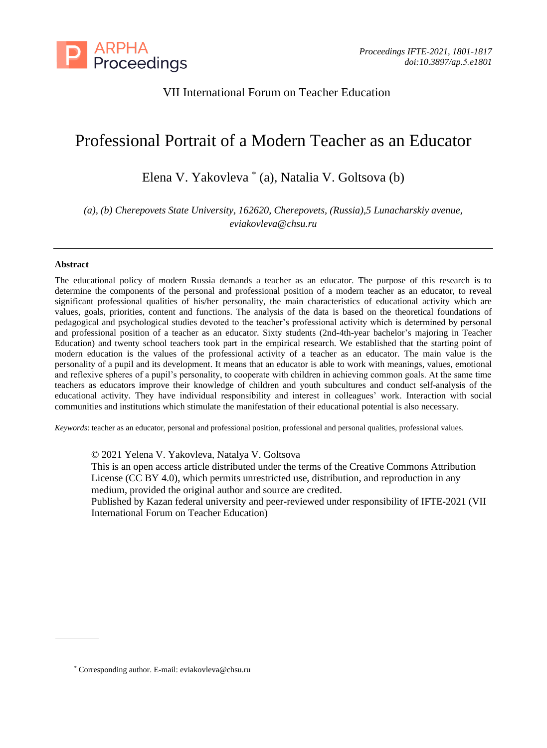VII International Forum on Teacher Education

# Professional Portrait of a Modern Teacher as an Educator

Elena V. Yakovleva * (a), Natalia V. Goltsova (b)

*(a), (b) Cherepovets State University, 162620, Cherepovets, (Russia),5 Lunacharskiy avenue, eviakovleva@chsu.ru*

---

**Abstract**

The educational policy of modern Russia demands a teacher as an educator. The purpose of this research is to determine the components of the personal and professional position of a modern teacher as an educator, to reveal significant professional qualities of his/her personality, the main characteristics of educational activity which are values, goals, priorities, content and functions. The analysis of the data is based on the theoretical foundations of pedagogical and psychological studies devoted to the teacher's professional activity which is determined by personal and professional position of a teacher as an educator. Sixty students (2nd-4th-year bachelor's majoring in Teacher Education) and twenty school teachers took part in the empirical research. We established that the starting point of modern education is the values of the professional activity of a teacher as an educator. The main value is the personality of a pupil and its development. It means that an educator is able to work with meanings, values, emotional and reflexive spheres of a pupil's personality, to cooperate with children in achieving common goals. At the same time teachers as educators improve their knowledge of children and youth subcultures and conduct self-analysis of the educational activity. They have individual responsibility and interest in colleagues' work. Interaction with social communities and institutions which stimulate the manifestation of their educational potential is also necessary.

*Keywords*: teacher as an educator, personal and professional position, professional and personal qualities, professional values.

© 2021 Yelena V. Yakovleva, Natalya V. Goltsova
This is an open access article distributed under the terms of the Creative Commons Attribution License (CC BY 4.0), which permits unrestricted use, distribution, and reproduction in any medium, provided the original author and source are credited.
Published by Kazan federal university and peer-reviewed under responsibility of IFTE-2021 (VII International Forum on Teacher Education)

---

* Corresponding author. E-mail: eviakovleva@chsu.ru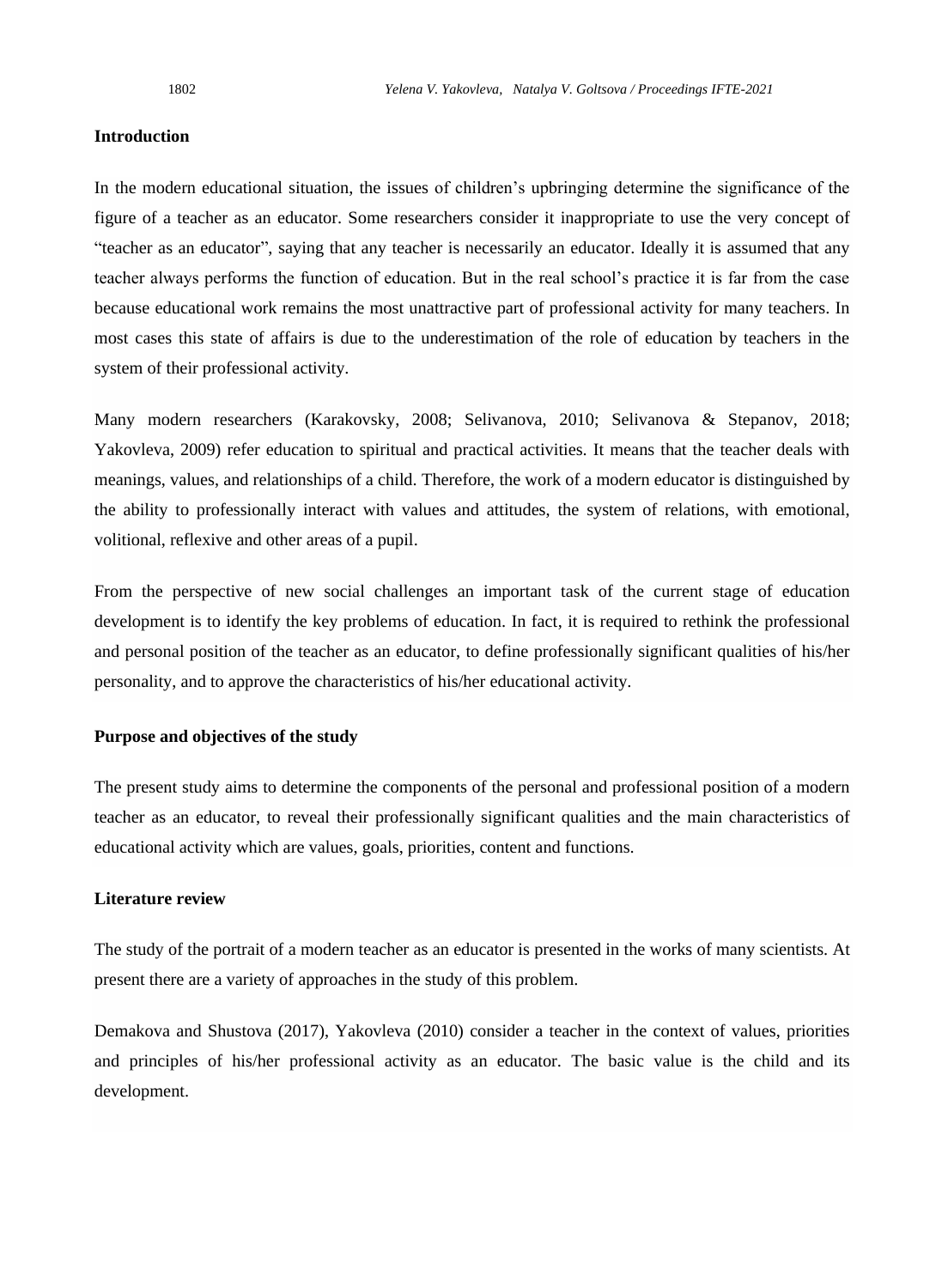## Introduction

In the modern educational situation, the issues of children's upbringing determine the significance of the figure of a teacher as an educator. Some researchers consider it inappropriate to use the very concept of "teacher as an educator", saying that any teacher is necessarily an educator. Ideally it is assumed that any teacher always performs the function of education. But in the real school's practice it is far from the case because educational work remains the most unattractive part of professional activity for many teachers. In most cases this state of affairs is due to the underestimation of the role of education by teachers in the system of their professional activity.

Many modern researchers (Karakovsky, 2008; Selivanova, 2010; Selivanova & Stepanov, 2018; Yakovleva, 2009) refer education to spiritual and practical activities. It means that the teacher deals with meanings, values, and relationships of a child. Therefore, the work of a modern educator is distinguished by the ability to professionally interact with values and attitudes, the system of relations, with emotional, volitional, reflexive and other areas of a pupil.

From the perspective of new social challenges an important task of the current stage of education development is to identify the key problems of education. In fact, it is required to rethink the professional and personal position of the teacher as an educator, to define professionally significant qualities of his/her personality, and to approve the characteristics of his/her educational activity.

## Purpose and objectives of the study

The present study aims to determine the components of the personal and professional position of a modern teacher as an educator, to reveal their professionally significant qualities and the main characteristics of educational activity which are values, goals, priorities, content and functions.

## Literature review

The study of the portrait of a modern teacher as an educator is presented in the works of many scientists. At present there are a variety of approaches in the study of this problem.

Demakova and Shustova (2017), Yakovleva (2010) consider a teacher in the context of values, priorities and principles of his/her professional activity as an educator. The basic value is the child and its development.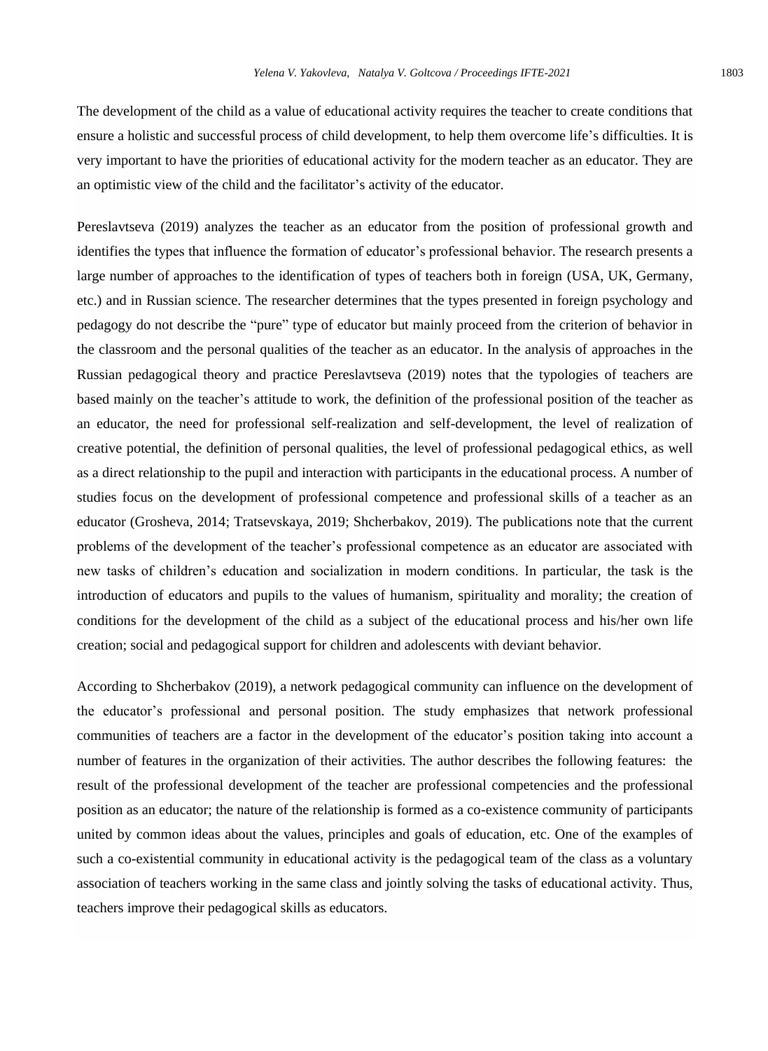The development of the child as a value of educational activity requires the teacher to create conditions that ensure a holistic and successful process of child development, to help them overcome life's difficulties. It is very important to have the priorities of educational activity for the modern teacher as an educator. They are an optimistic view of the child and the facilitator's activity of the educator.

Pereslavtseva (2019) analyzes the teacher as an educator from the position of professional growth and identifies the types that influence the formation of educator's professional behavior. The research presents a large number of approaches to the identification of types of teachers both in foreign (USA, UK, Germany, etc.) and in Russian science. The researcher determines that the types presented in foreign psychology and pedagogy do not describe the "pure" type of educator but mainly proceed from the criterion of behavior in the classroom and the personal qualities of the teacher as an educator. In the analysis of approaches in the Russian pedagogical theory and practice Pereslavtseva (2019) notes that the typologies of teachers are based mainly on the teacher's attitude to work, the definition of the professional position of the teacher as an educator, the need for professional self-realization and self-development, the level of realization of creative potential, the definition of personal qualities, the level of professional pedagogical ethics, as well as a direct relationship to the pupil and interaction with participants in the educational process. A number of studies focus on the development of professional competence and professional skills of a teacher as an educator (Grosheva, 2014; Tratsevskaya, 2019; Shcherbakov, 2019). The publications note that the current problems of the development of the teacher's professional competence as an educator are associated with new tasks of children's education and socialization in modern conditions. In particular, the task is the introduction of educators and pupils to the values of humanism, spirituality and morality; the creation of conditions for the development of the child as a subject of the educational process and his/her own life creation; social and pedagogical support for children and adolescents with deviant behavior.

According to Shcherbakov (2019), a network pedagogical community can influence on the development of the educator's professional and personal position. The study emphasizes that network professional communities of teachers are a factor in the development of the educator's position taking into account a number of features in the organization of their activities. The author describes the following features: the result of the professional development of the teacher are professional competencies and the professional position as an educator; the nature of the relationship is formed as a co-existence community of participants united by common ideas about the values, principles and goals of education, etc. One of the examples of such a co-existential community in educational activity is the pedagogical team of the class as a voluntary association of teachers working in the same class and jointly solving the tasks of educational activity. Thus, teachers improve their pedagogical skills as educators.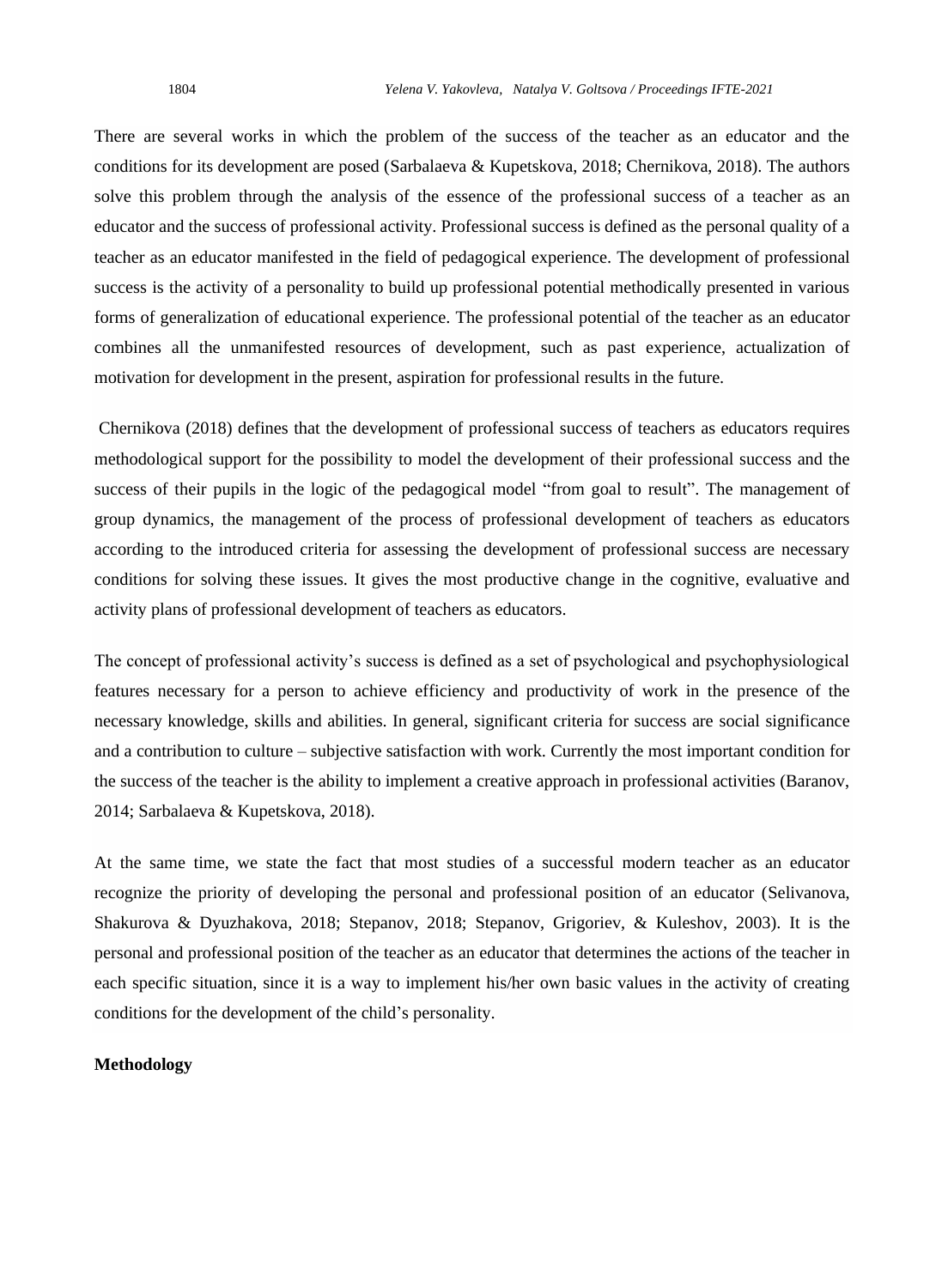There are several works in which the problem of the success of the teacher as an educator and the conditions for its development are posed (Sarbalaeva & Kupetskova, 2018; Chernikova, 2018). The authors solve this problem through the analysis of the essence of the professional success of a teacher as an educator and the success of professional activity. Professional success is defined as the personal quality of a teacher as an educator manifested in the field of pedagogical experience. The development of professional success is the activity of a personality to build up professional potential methodically presented in various forms of generalization of educational experience. The professional potential of the teacher as an educator combines all the unmanifested resources of development, such as past experience, actualization of motivation for development in the present, aspiration for professional results in the future.

Chernikova (2018) defines that the development of professional success of teachers as educators requires methodological support for the possibility to model the development of their professional success and the success of their pupils in the logic of the pedagogical model "from goal to result". The management of group dynamics, the management of the process of professional development of teachers as educators according to the introduced criteria for assessing the development of professional success are necessary conditions for solving these issues. It gives the most productive change in the cognitive, evaluative and activity plans of professional development of teachers as educators.

The concept of professional activity's success is defined as a set of psychological and psychophysiological features necessary for a person to achieve efficiency and productivity of work in the presence of the necessary knowledge, skills and abilities. In general, significant criteria for success are social significance and a contribution to culture – subjective satisfaction with work. Currently the most important condition for the success of the teacher is the ability to implement a creative approach in professional activities (Baranov, 2014; Sarbalaeva & Kupetskova, 2018).

At the same time, we state the fact that most studies of a successful modern teacher as an educator recognize the priority of developing the personal and professional position of an educator (Selivanova, Shakurova & Dyuzhakova, 2018; Stepanov, 2018; Stepanov, Grigoriev, & Kuleshov, 2003). It is the personal and professional position of the teacher as an educator that determines the actions of the teacher in each specific situation, since it is a way to implement his/her own basic values in the activity of creating conditions for the development of the child's personality.

**Methodology**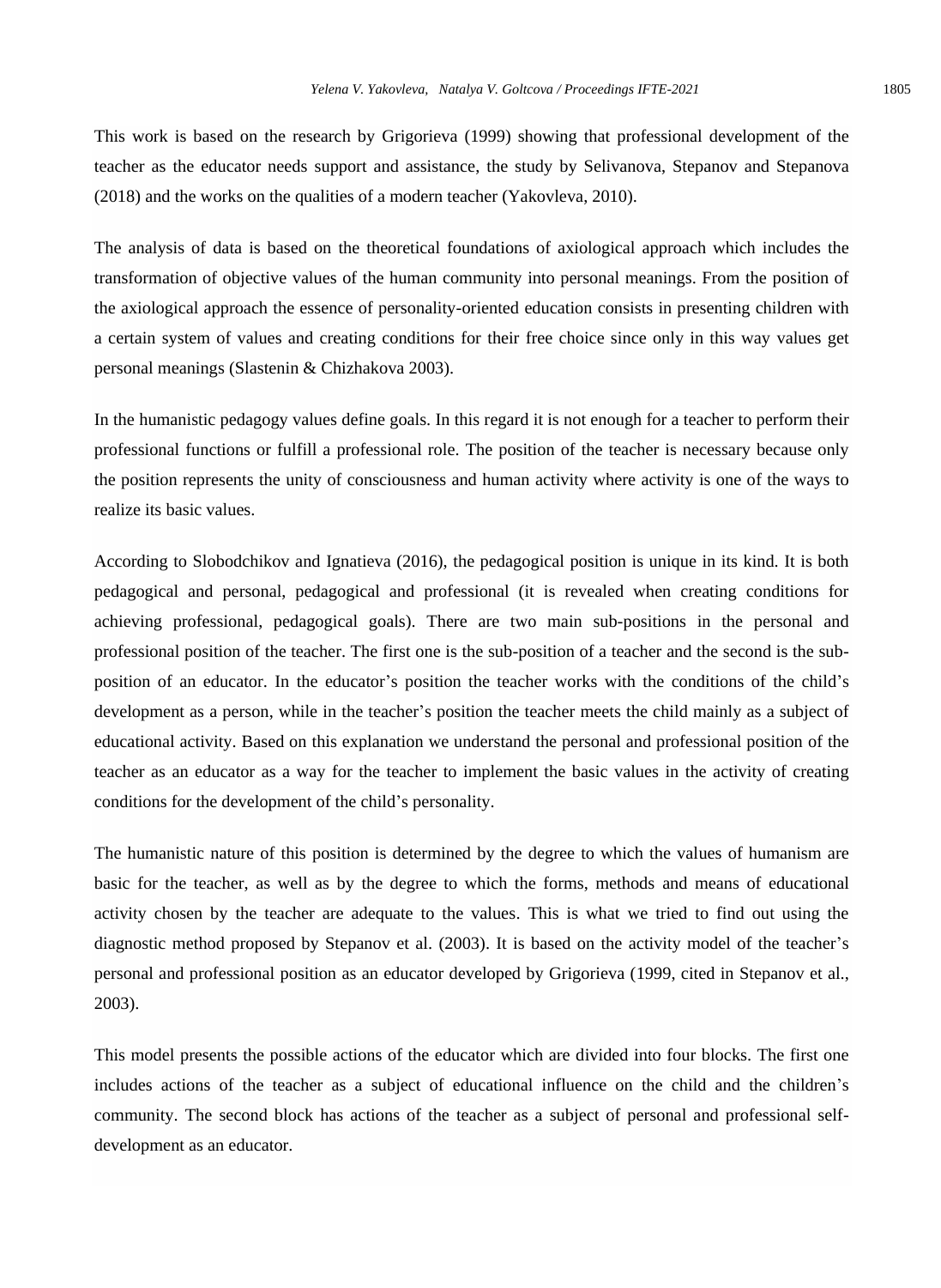This work is based on the research by Grigorieva (1999) showing that professional development of the teacher as the educator needs support and assistance, the study by Selivanova, Stepanov and Stepanova (2018) and the works on the qualities of a modern teacher (Yakovleva, 2010).

The analysis of data is based on the theoretical foundations of axiological approach which includes the transformation of objective values of the human community into personal meanings. From the position of the axiological approach the essence of personality-oriented education consists in presenting children with a certain system of values and creating conditions for their free choice since only in this way values get personal meanings (Slastenin & Chizhakova 2003).

In the humanistic pedagogy values define goals. In this regard it is not enough for a teacher to perform their professional functions or fulfill a professional role. The position of the teacher is necessary because only the position represents the unity of consciousness and human activity where activity is one of the ways to realize its basic values.

According to Slobodchikov and Ignatieva (2016), the pedagogical position is unique in its kind. It is both pedagogical and personal, pedagogical and professional (it is revealed when creating conditions for achieving professional, pedagogical goals). There are two main sub-positions in the personal and professional position of the teacher. The first one is the sub-position of a teacher and the second is the sub-position of an educator. In the educator's position the teacher works with the conditions of the child's development as a person, while in the teacher's position the teacher meets the child mainly as a subject of educational activity. Based on this explanation we understand the personal and professional position of the teacher as an educator as a way for the teacher to implement the basic values in the activity of creating conditions for the development of the child's personality.

The humanistic nature of this position is determined by the degree to which the values of humanism are basic for the teacher, as well as by the degree to which the forms, methods and means of educational activity chosen by the teacher are adequate to the values. This is what we tried to find out using the diagnostic method proposed by Stepanov et al. (2003). It is based on the activity model of the teacher's personal and professional position as an educator developed by Grigorieva (1999, cited in Stepanov et al., 2003).

This model presents the possible actions of the educator which are divided into four blocks. The first one includes actions of the teacher as a subject of educational influence on the child and the children's community. The second block has actions of the teacher as a subject of personal and professional self-development as an educator.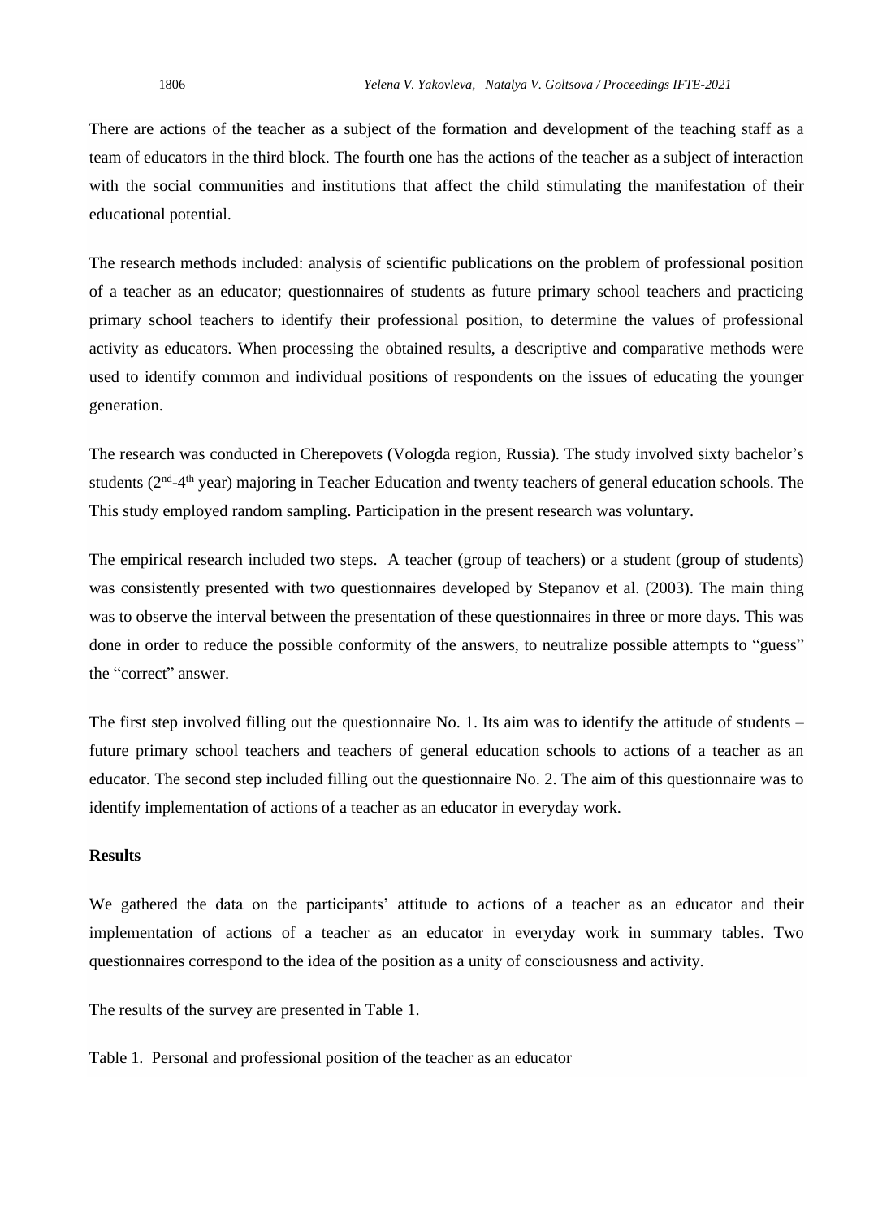There are actions of the teacher as a subject of the formation and development of the teaching staff as a team of educators in the third block. The fourth one has the actions of the teacher as a subject of interaction with the social communities and institutions that affect the child stimulating the manifestation of their educational potential.

The research methods included: analysis of scientific publications on the problem of professional position of a teacher as an educator; questionnaires of students as future primary school teachers and practicing primary school teachers to identify their professional position, to determine the values of professional activity as educators. When processing the obtained results, a descriptive and comparative methods were used to identify common and individual positions of respondents on the issues of educating the younger generation.

The research was conducted in Cherepovets (Vologda region, Russia). The study involved sixty bachelor's students (2nd-4th year) majoring in Teacher Education and twenty teachers of general education schools. The This study employed random sampling. Participation in the present research was voluntary.

The empirical research included two steps. A teacher (group of teachers) or a student (group of students) was consistently presented with two questionnaires developed by Stepanov et al. (2003). The main thing was to observe the interval between the presentation of these questionnaires in three or more days. This was done in order to reduce the possible conformity of the answers, to neutralize possible attempts to "guess" the "correct" answer.

The first step involved filling out the questionnaire No. 1. Its aim was to identify the attitude of students – future primary school teachers and teachers of general education schools to actions of a teacher as an educator. The second step included filling out the questionnaire No. 2. The aim of this questionnaire was to identify implementation of actions of a teacher as an educator in everyday work.

### Results

We gathered the data on the participants' attitude to actions of a teacher as an educator and their implementation of actions of a teacher as an educator in everyday work in summary tables. Two questionnaires correspond to the idea of the position as a unity of consciousness and activity.

The results of the survey are presented in Table 1.

Table 1. Personal and professional position of the teacher as an educator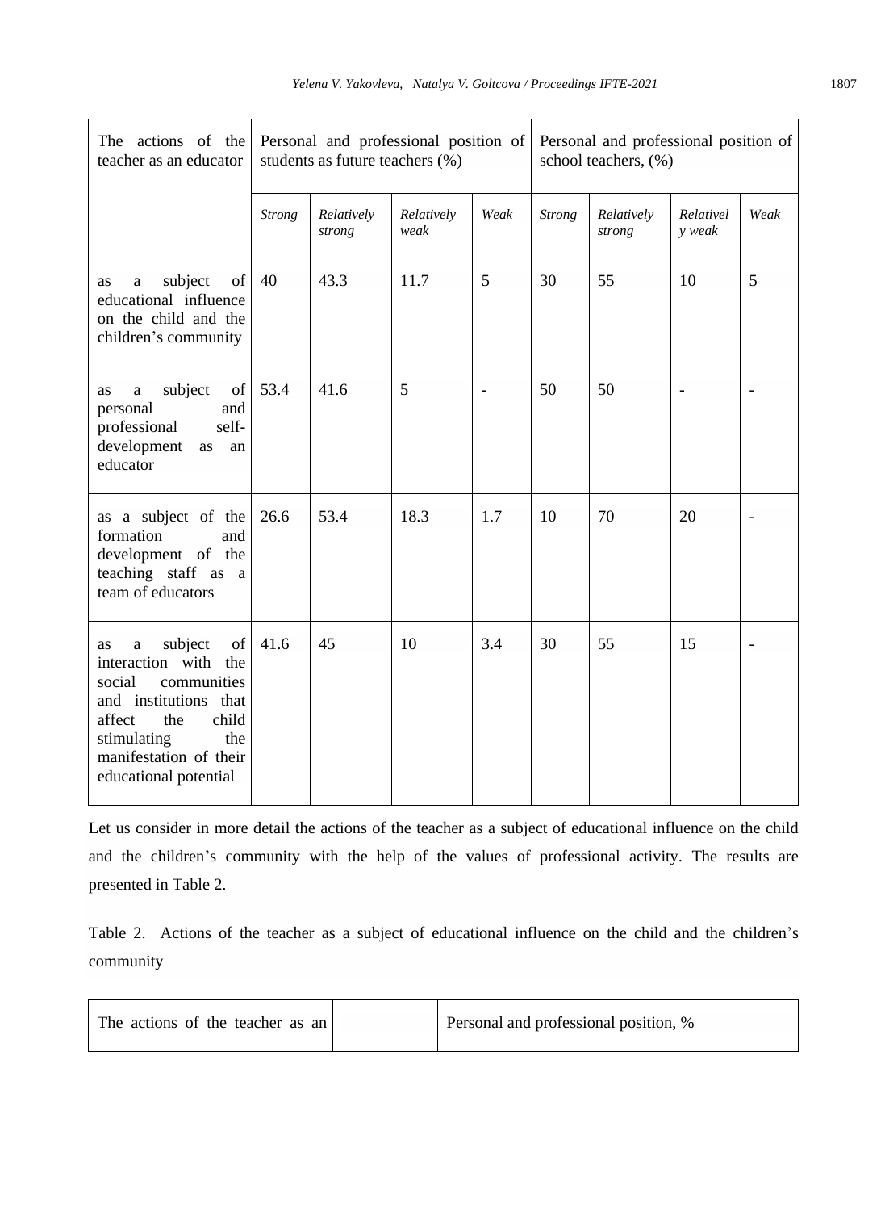| The actions of the teacher as an educator | Personal and professional position of students as future teachers (%) | | | | Personal and professional position of school teachers, (%) | | | |
|---|---|---|---|---|---|---|---|---|
| | *Strong* | *Relatively strong* | *Relatively weak* | *Weak* | *Strong* | *Relatively strong* | *Relatively weak* | *Weak* |
| as a subject of educational influence on the child and the children's community | 40 | 43.3 | 11.7 | 5 | 30 | 55 | 10 | 5 |
| as a subject of personal and professional self-development as an educator | 53.4 | 41.6 | 5 | - | 50 | 50 | - | - |
| as a subject of the formation and development of the teaching staff as a team of educators | 26.6 | 53.4 | 18.3 | 1.7 | 10 | 70 | 20 | - |
| as a subject of interaction with the social communities and institutions that affect the child stimulating the manifestation of their educational potential | 41.6 | 45 | 10 | 3.4 | 30 | 55 | 15 | - |

Let us consider in more detail the actions of the teacher as a subject of educational influence on the child and the children's community with the help of the values of professional activity. The results are presented in Table 2.

Table 2. Actions of the teacher as a subject of educational influence on the child and the children's community

| The actions of the teacher as an | | Personal and professional position, % |
|---|---|---|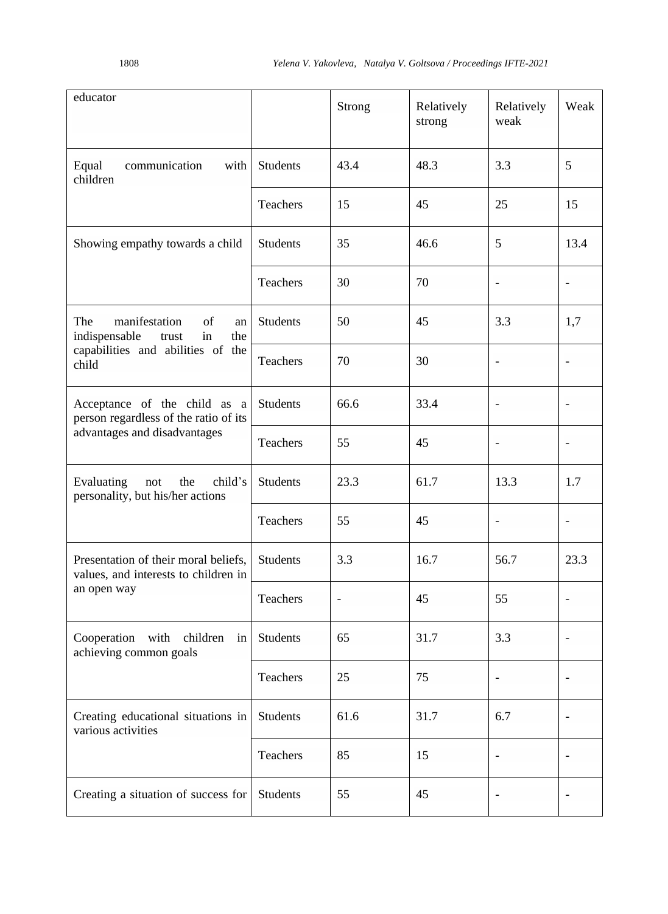| educator | | Strong | Relatively strong | Relatively weak | Weak |
|---|---|---|---|---|---|
| Equal communication with children | Students | 43.4 | 48.3 | 3.3 | 5 |
| | Teachers | 15 | 45 | 25 | 15 |
| Showing empathy towards a child | Students | 35 | 46.6 | 5 | 13.4 |
| | Teachers | 30 | 70 | - | - |
| The manifestation of an indispensable trust in the capabilities and abilities of the child | Students | 50 | 45 | 3.3 | 1,7 |
| | Teachers | 70 | 30 | - | - |
| Acceptance of the child as a person regardless of the ratio of its advantages and disadvantages | Students | 66.6 | 33.4 | - | - |
| | Teachers | 55 | 45 | - | - |
| Evaluating not the child's personality, but his/her actions | Students | 23.3 | 61.7 | 13.3 | 1.7 |
| | Teachers | 55 | 45 | - | - |
| Presentation of their moral beliefs, values, and interests to children in an open way | Students | 3.3 | 16.7 | 56.7 | 23.3 |
| | Teachers | - | 45 | 55 | - |
| Cooperation with children in achieving common goals | Students | 65 | 31.7 | 3.3 | - |
| | Teachers | 25 | 75 | - | - |
| Creating educational situations in various activities | Students | 61.6 | 31.7 | 6.7 | - |
| | Teachers | 85 | 15 | - | - |
| Creating a situation of success for | Students | 55 | 45 | - | - |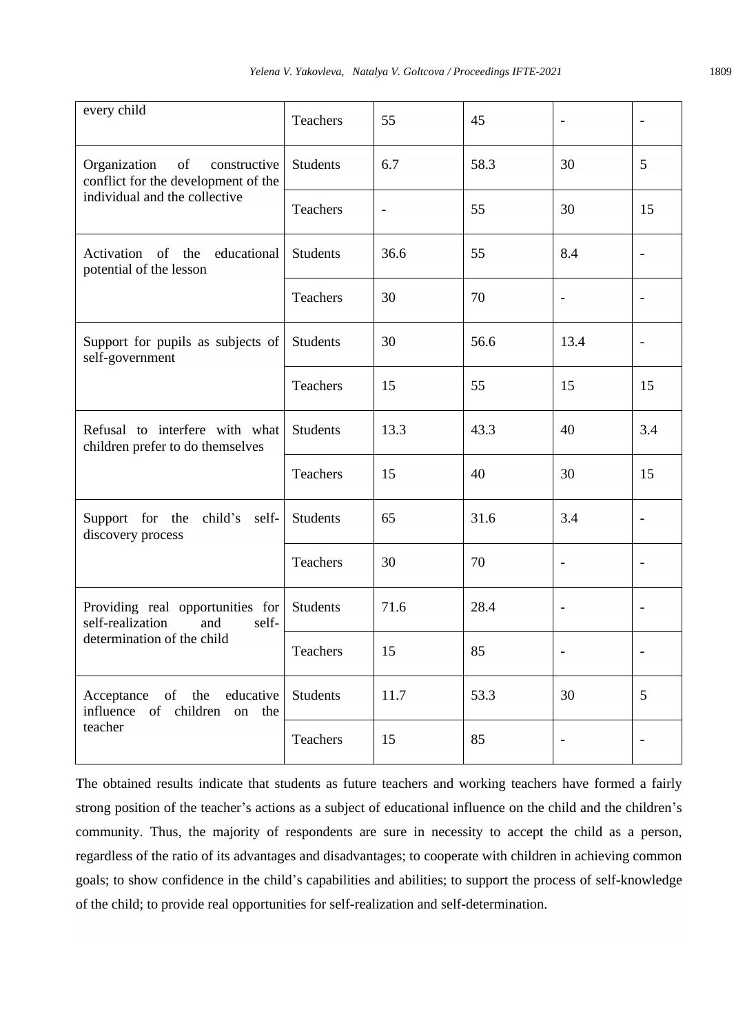| | | | | | |
|---|---|---|---|---|---|
| every child | Teachers | 55 | 45 | - | - |
| Organization of constructive conflict for the development of the individual and the collective | Students | 6.7 | 58.3 | 30 | 5 |
| | Teachers | - | 55 | 30 | 15 |
| Activation of the educational potential of the lesson | Students | 36.6 | 55 | 8.4 | - |
| | Teachers | 30 | 70 | - | - |
| Support for pupils as subjects of self-government | Students | 30 | 56.6 | 13.4 | - |
| | Teachers | 15 | 55 | 15 | 15 |
| Refusal to interfere with what children prefer to do themselves | Students | 13.3 | 43.3 | 40 | 3.4 |
| | Teachers | 15 | 40 | 30 | 15 |
| Support for the child's self-discovery process | Students | 65 | 31.6 | 3.4 | - |
| | Teachers | 30 | 70 | - | - |
| Providing real opportunities for self-realization and self-determination of the child | Students | 71.6 | 28.4 | - | - |
| | Teachers | 15 | 85 | - | - |
| Acceptance of the educative influence of children on the teacher | Students | 11.7 | 53.3 | 30 | 5 |
| | Teachers | 15 | 85 | - | - |

The obtained results indicate that students as future teachers and working teachers have formed a fairly strong position of the teacher's actions as a subject of educational influence on the child and the children's community. Thus, the majority of respondents are sure in necessity to accept the child as a person, regardless of the ratio of its advantages and disadvantages; to cooperate with children in achieving common goals; to show confidence in the child's capabilities and abilities; to support the process of self-knowledge of the child; to provide real opportunities for self-realization and self-determination.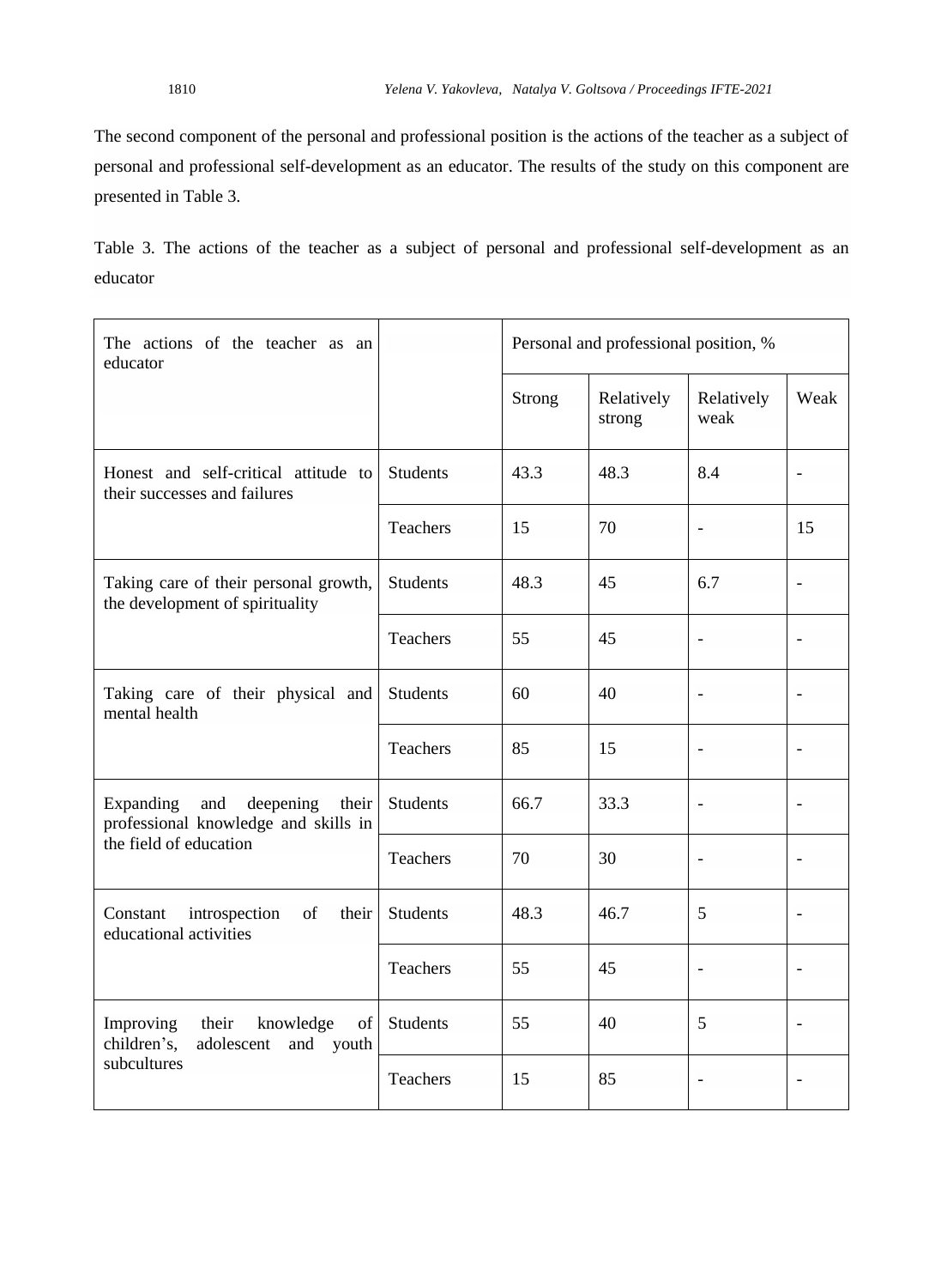The second component of the personal and professional position is the actions of the teacher as a subject of personal and professional self-development as an educator. The results of the study on this component are presented in Table 3.

Table 3. The actions of the teacher as a subject of personal and professional self-development as an educator

| The actions of the teacher as an educator | | Personal and professional position, % | | | |
|---|---|---|---|---|---|
| | | Strong | Relatively strong | Relatively weak | Weak |
| Honest and self-critical attitude to their successes and failures | Students | 43.3 | 48.3 | 8.4 | - |
| | Teachers | 15 | 70 | - | 15 |
| Taking care of their personal growth, the development of spirituality | Students | 48.3 | 45 | 6.7 | - |
| | Teachers | 55 | 45 | - | - |
| Taking care of their physical and mental health | Students | 60 | 40 | - | - |
| | Teachers | 85 | 15 | - | - |
| Expanding and deepening their professional knowledge and skills in the field of education | Students | 66.7 | 33.3 | - | - |
| | Teachers | 70 | 30 | - | - |
| Constant introspection of their educational activities | Students | 48.3 | 46.7 | 5 | - |
| | Teachers | 55 | 45 | - | - |
| Improving their knowledge of children's, adolescent and youth subcultures | Students | 55 | 40 | 5 | - |
| | Teachers | 15 | 85 | - | - |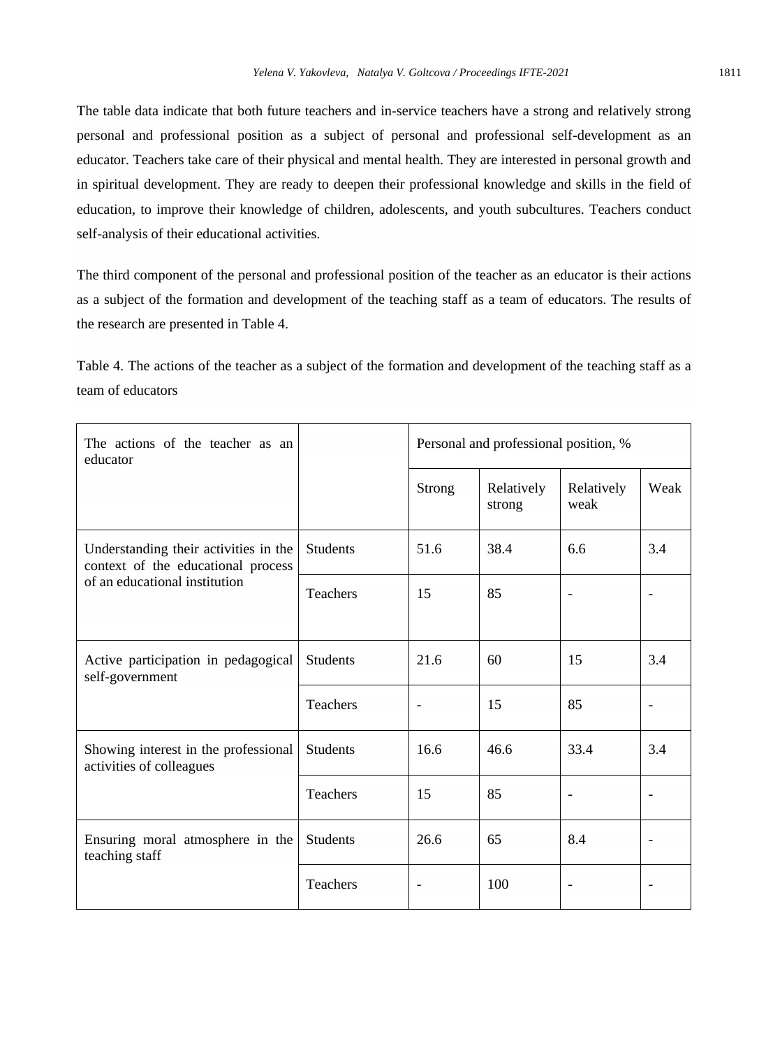The table data indicate that both future teachers and in-service teachers have a strong and relatively strong personal and professional position as a subject of personal and professional self-development as an educator. Teachers take care of their physical and mental health. They are interested in personal growth and in spiritual development. They are ready to deepen their professional knowledge and skills in the field of education, to improve their knowledge of children, adolescents, and youth subcultures. Teachers conduct self-analysis of their educational activities.

The third component of the personal and professional position of the teacher as an educator is their actions as a subject of the formation and development of the teaching staff as a team of educators. The results of the research are presented in Table 4.

Table 4. The actions of the teacher as a subject of the formation and development of the teaching staff as a team of educators

| The actions of the teacher as an educator | | Personal and professional position, % | | | |
|---|---|---|---|---|---|
| | | Strong | Relatively strong | Relatively weak | Weak |
| Understanding their activities in the context of the educational process of an educational institution | Students | 51.6 | 38.4 | 6.6 | 3.4 |
| | Teachers | 15 | 85 | - | - |
| Active participation in pedagogical self-government | Students | 21.6 | 60 | 15 | 3.4 |
| | Teachers | - | 15 | 85 | - |
| Showing interest in the professional activities of colleagues | Students | 16.6 | 46.6 | 33.4 | 3.4 |
| | Teachers | 15 | 85 | - | - |
| Ensuring moral atmosphere in the teaching staff | Students | 26.6 | 65 | 8.4 | - |
| | Teachers | - | 100 | - | - |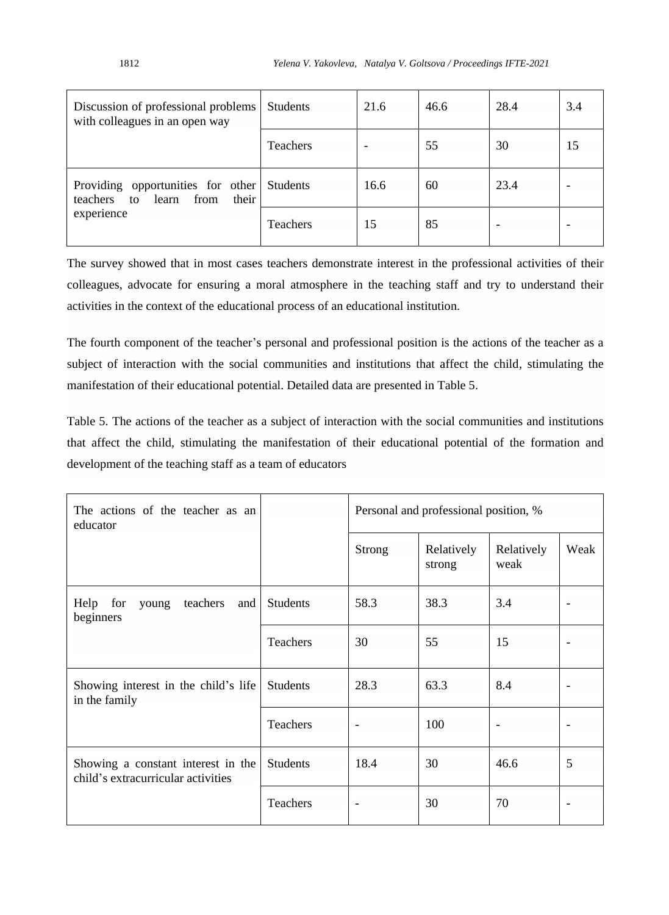| | | | | | |
|---|---|---|---|---|---|
| Discussion of professional problems with colleagues in an open way | Students | 21.6 | 46.6 | 28.4 | 3.4 |
| | Teachers | - | 55 | 30 | 15 |
| Providing opportunities for other teachers to learn from their experience | Students | 16.6 | 60 | 23.4 | - |
| | Teachers | 15 | 85 | - | - |

The survey showed that in most cases teachers demonstrate interest in the professional activities of their colleagues, advocate for ensuring a moral atmosphere in the teaching staff and try to understand their activities in the context of the educational process of an educational institution.

The fourth component of the teacher's personal and professional position is the actions of the teacher as a subject of interaction with the social communities and institutions that affect the child, stimulating the manifestation of their educational potential. Detailed data are presented in Table 5.

Table 5. The actions of the teacher as a subject of interaction with the social communities and institutions that affect the child, stimulating the manifestation of their educational potential of the formation and development of the teaching staff as a team of educators

| The actions of the teacher as an educator | | Personal and professional position, % | | | |
|---|---|---|---|---|---|
| | | Strong | Relatively strong | Relatively weak | Weak |
| Help for young teachers and beginners | Students | 58.3 | 38.3 | 3.4 | - |
| | Teachers | 30 | 55 | 15 | - |
| Showing interest in the child's life in the family | Students | 28.3 | 63.3 | 8.4 | - |
| | Teachers | - | 100 | - | - |
| Showing a constant interest in the child's extracurricular activities | Students | 18.4 | 30 | 46.6 | 5 |
| | Teachers | - | 30 | 70 | - |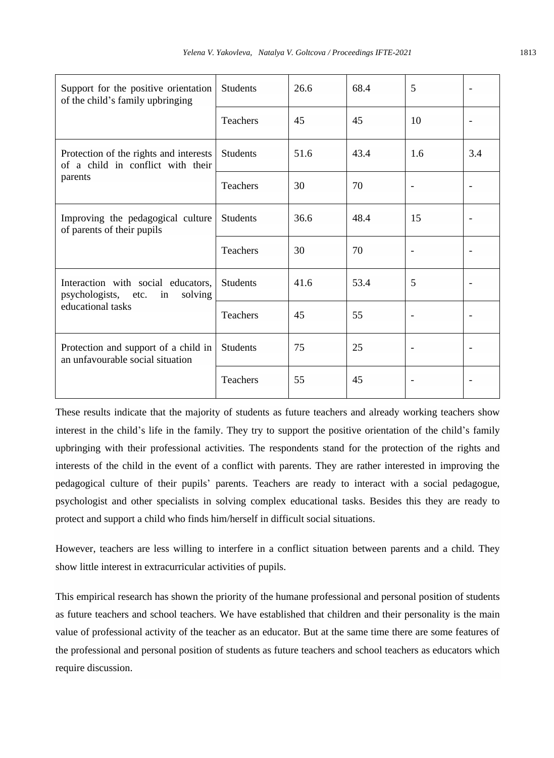| | | | | | |
|---|---|---|---|---|---|
| Support for the positive orientation of the child's family upbringing | Students | 26.6 | 68.4 | 5 | - |
| | Teachers | 45 | 45 | 10 | - |
| Protection of the rights and interests of a child in conflict with their parents | Students | 51.6 | 43.4 | 1.6 | 3.4 |
| | Teachers | 30 | 70 | - | - |
| Improving the pedagogical culture of parents of their pupils | Students | 36.6 | 48.4 | 15 | - |
| | Teachers | 30 | 70 | - | - |
| Interaction with social educators, psychologists, etc. in solving educational tasks | Students | 41.6 | 53.4 | 5 | - |
| | Teachers | 45 | 55 | - | - |
| Protection and support of a child in an unfavourable social situation | Students | 75 | 25 | - | - |
| | Teachers | 55 | 45 | - | - |

These results indicate that the majority of students as future teachers and already working teachers show interest in the child's life in the family. They try to support the positive orientation of the child's family upbringing with their professional activities. The respondents stand for the protection of the rights and interests of the child in the event of a conflict with parents. They are rather interested in improving the pedagogical culture of their pupils' parents. Teachers are ready to interact with a social pedagogue, psychologist and other specialists in solving complex educational tasks. Besides this they are ready to protect and support a child who finds him/herself in difficult social situations.

However, teachers are less willing to interfere in a conflict situation between parents and a child. They show little interest in extracurricular activities of pupils.

This empirical research has shown the priority of the humane professional and personal position of students as future teachers and school teachers. We have established that children and their personality is the main value of professional activity of the teacher as an educator. But at the same time there are some features of the professional and personal position of students as future teachers and school teachers as educators which require discussion.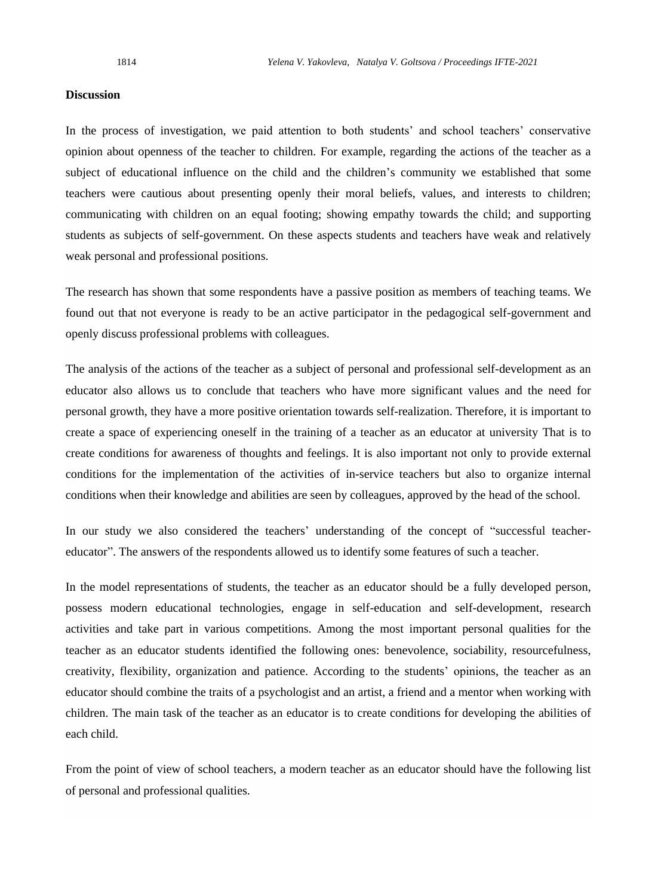**Discussion**

In the process of investigation, we paid attention to both students' and school teachers' conservative opinion about openness of the teacher to children. For example, regarding the actions of the teacher as a subject of educational influence on the child and the children's community we established that some teachers were cautious about presenting openly their moral beliefs, values, and interests to children; communicating with children on an equal footing; showing empathy towards the child; and supporting students as subjects of self-government. On these aspects students and teachers have weak and relatively weak personal and professional positions.

The research has shown that some respondents have a passive position as members of teaching teams. We found out that not everyone is ready to be an active participator in the pedagogical self-government and openly discuss professional problems with colleagues.

The analysis of the actions of the teacher as a subject of personal and professional self-development as an educator also allows us to conclude that teachers who have more significant values and the need for personal growth, they have a more positive orientation towards self-realization. Therefore, it is important to create a space of experiencing oneself in the training of a teacher as an educator at university That is to create conditions for awareness of thoughts and feelings. It is also important not only to provide external conditions for the implementation of the activities of in-service teachers but also to organize internal conditions when their knowledge and abilities are seen by colleagues, approved by the head of the school.

In our study we also considered the teachers' understanding of the concept of "successful teacher-educator". The answers of the respondents allowed us to identify some features of such a teacher.

In the model representations of students, the teacher as an educator should be a fully developed person, possess modern educational technologies, engage in self-education and self-development, research activities and take part in various competitions. Among the most important personal qualities for the teacher as an educator students identified the following ones: benevolence, sociability, resourcefulness, creativity, flexibility, organization and patience. According to the students' opinions, the teacher as an educator should combine the traits of a psychologist and an artist, a friend and a mentor when working with children. The main task of the teacher as an educator is to create conditions for developing the abilities of each child.

From the point of view of school teachers, a modern teacher as an educator should have the following list of personal and professional qualities.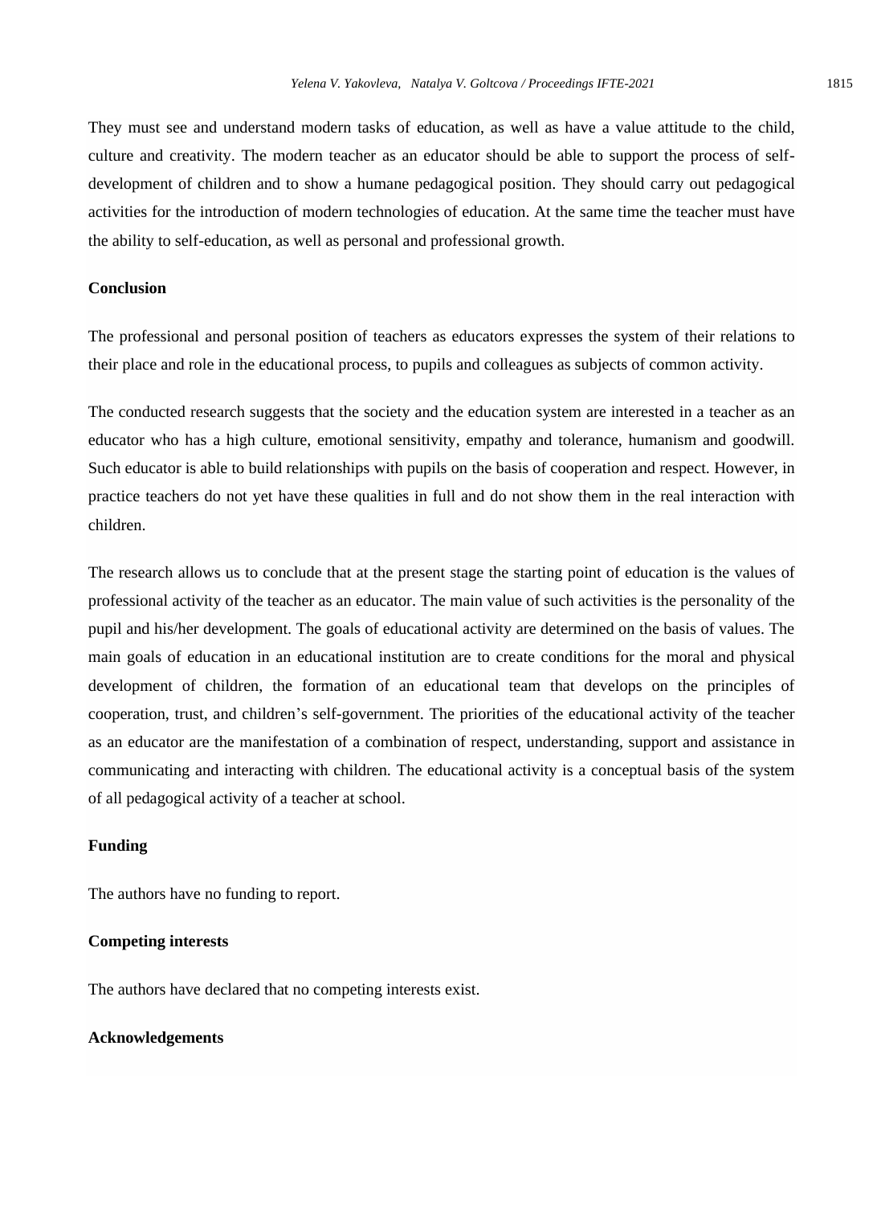They must see and understand modern tasks of education, as well as have a value attitude to the child, culture and creativity. The modern teacher as an educator should be able to support the process of self-development of children and to show a humane pedagogical position. They should carry out pedagogical activities for the introduction of modern technologies of education. At the same time the teacher must have the ability to self-education, as well as personal and professional growth.

## Conclusion

The professional and personal position of teachers as educators expresses the system of their relations to their place and role in the educational process, to pupils and colleagues as subjects of common activity.

The conducted research suggests that the society and the education system are interested in a teacher as an educator who has a high culture, emotional sensitivity, empathy and tolerance, humanism and goodwill. Such educator is able to build relationships with pupils on the basis of cooperation and respect. However, in practice teachers do not yet have these qualities in full and do not show them in the real interaction with children.

The research allows us to conclude that at the present stage the starting point of education is the values of professional activity of the teacher as an educator. The main value of such activities is the personality of the pupil and his/her development. The goals of educational activity are determined on the basis of values. The main goals of education in an educational institution are to create conditions for the moral and physical development of children, the formation of an educational team that develops on the principles of cooperation, trust, and children's self-government. The priorities of the educational activity of the teacher as an educator are the manifestation of a combination of respect, understanding, support and assistance in communicating and interacting with children. The educational activity is a conceptual basis of the system of all pedagogical activity of a teacher at school.

## Funding

The authors have no funding to report.

## Competing interests

The authors have declared that no competing interests exist.

## Acknowledgements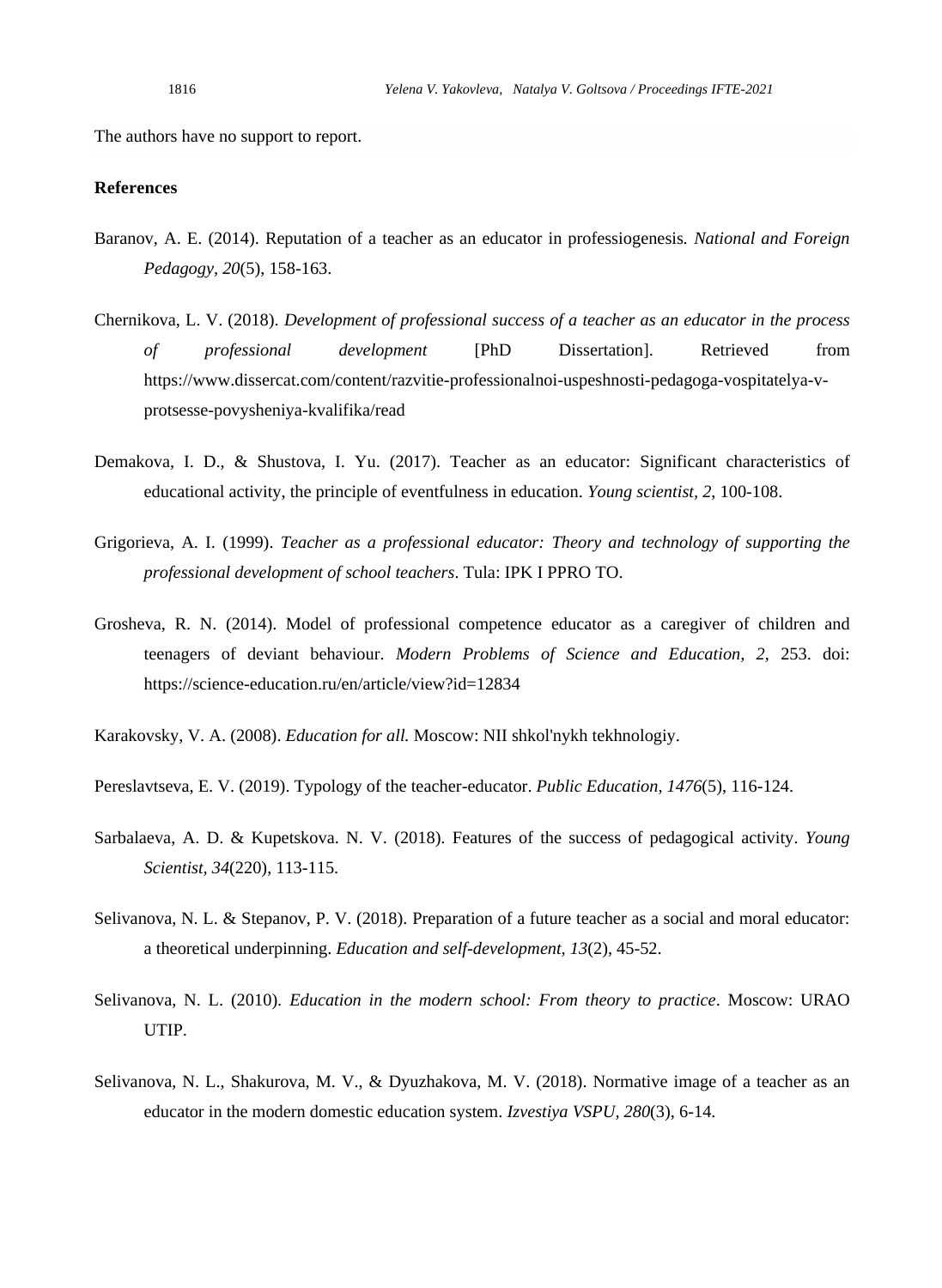The authors have no support to report.

**References**

Baranov, A. E. (2014). Reputation of a teacher as an educator in professiogenesis. *National and Foreign Pedagogy, 20*(5), 158-163.

Chernikova, L. V. (2018). *Development of professional success of a teacher as an educator in the process of professional development* [PhD Dissertation]. Retrieved from https://www.dissercat.com/content/razvitie-professionalnoi-uspeshnosti-pedagoga-vospitatelya-v-protsesse-povysheniya-kvalifika/read

Demakova, I. D., & Shustova, I. Yu. (2017). Teacher as an educator: Significant characteristics of educational activity, the principle of eventfulness in education. *Young scientist, 2*, 100-108.

Grigorieva, A. I. (1999). *Teacher as a professional educator: Theory and technology of supporting the professional development of school teachers*. Tula: IPK I PPRO TO.

Grosheva, R. N. (2014). Model of professional competence educator as a caregiver of children and teenagers of deviant behaviour. *Modern Problems of Science and Education, 2*, 253. doi: https://science-education.ru/en/article/view?id=12834

Karakovsky, V. A. (2008). *Education for all.* Moscow: NII shkol'nykh tekhnologiy.

Pereslavtseva, E. V. (2019). Typology of the teacher-educator. *Public Education, 1476*(5), 116-124.

Sarbalaeva, A. D. & Kupetskova. N. V. (2018). Features of the success of pedagogical activity. *Young Scientist, 34*(220), 113-115.

Selivanova, N. L. & Stepanov, P. V. (2018). Preparation of a future teacher as a social and moral educator: a theoretical underpinning. *Education and self-development, 13*(2), 45-52.

Selivanova, N. L. (2010). *Education in the modern school: From theory to practice*. Moscow: URAO UTIP.

Selivanova, N. L., Shakurova, M. V., & Dyuzhakova, M. V. (2018). Normative image of a teacher as an educator in the modern domestic education system. *Izvestiya VSPU, 280*(3), 6-14.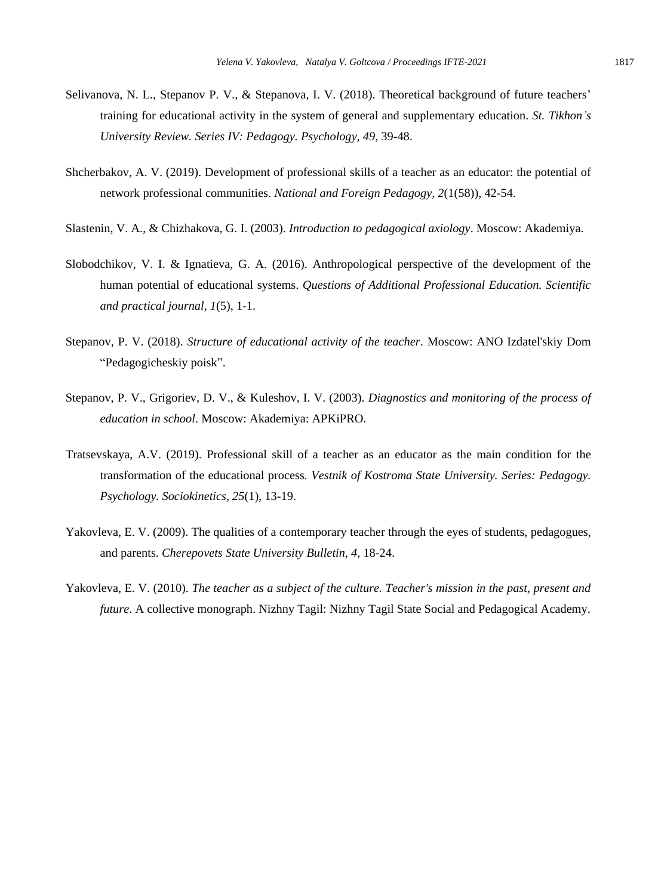Selivanova, N. L., Stepanov P. V., & Stepanova, I. V. (2018). Theoretical background of future teachers' training for educational activity in the system of general and supplementary education. *St. Tikhon's University Review. Series IV: Pedagogy. Psychology, 49*, 39-48.

Shcherbakov, A. V. (2019). Development of professional skills of a teacher as an educator: the potential of network professional communities. *National and Foreign Pedagogy, 2*(1(58)), 42-54.

Slastenin, V. A., & Chizhakova, G. I. (2003). *Introduction to pedagogical axiology*. Moscow: Akademiya.

Slobodchikov, V. I. & Ignatieva, G. A. (2016). Anthropological perspective of the development of the human potential of educational systems. *Questions of Additional Professional Education. Scientific and practical journal, 1*(5), 1-1.

Stepanov, P. V. (2018). *Structure of educational activity of the teacher*. Moscow: ANO Izdatel'skiy Dom "Pedagogicheskiy poisk".

Stepanov, P. V., Grigoriev, D. V., & Kuleshov, I. V. (2003). *Diagnostics and monitoring of the process of education in school*. Moscow: Akademiya: APKiPRO.

Tratsevskaya, A.V. (2019). Professional skill of a teacher as an educator as the main condition for the transformation of the educational process*. Vestnik of Kostroma State University. Series: Pedagogy. Psychology. Sociokinetics, 25*(1), 13-19.

Yakovleva, E. V. (2009). The qualities of a contemporary teacher through the eyes of students, pedagogues, and parents. *Cherepovets State University Bulletin, 4*, 18-24.

Yakovleva, E. V. (2010). *The teacher as a subject of the culture. Teacher's mission in the past, present and future*. A collective monograph. Nizhny Tagil: Nizhny Tagil State Social and Pedagogical Academy.